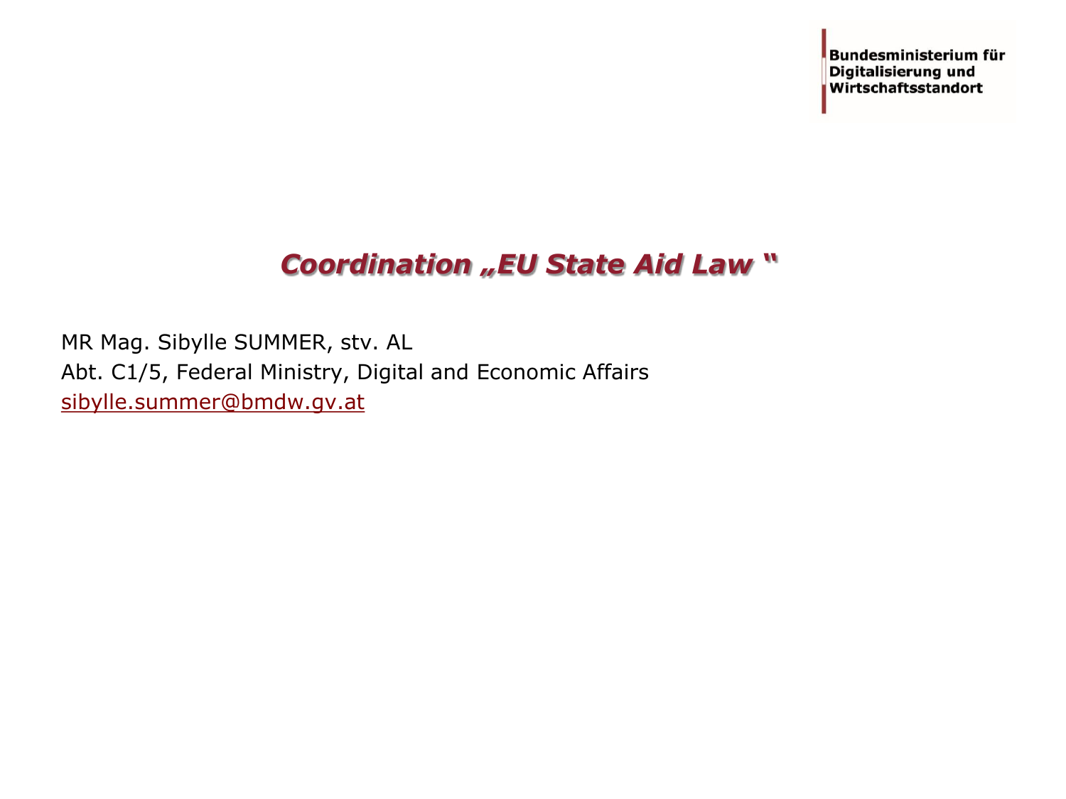Bundesministerium für
Digitalisierung und
Wirtschaftsstandort

# *Coordination „EU State Aid Law "*

MR Mag. Sibylle SUMMER, stv. AL
Abt. C1/5, Federal Ministry, Digital and Economic Affairs
sibylle.summer@bmdw.gv.at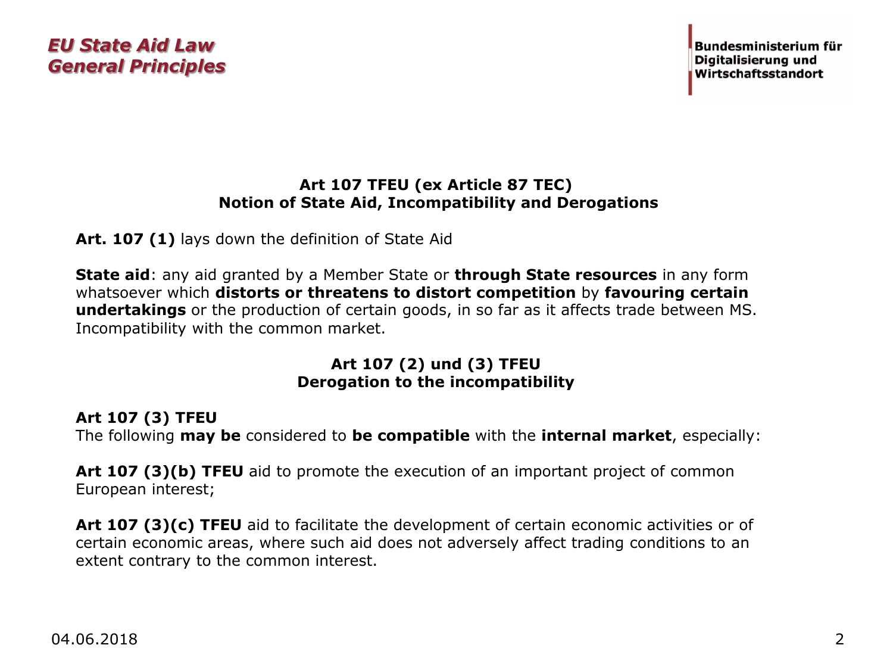**Art 107 TFEU (ex Article 87 TEC)**
**Notion of State Aid, Incompatibility and Derogations**

**Art. 107 (1)** lays down the definition of State Aid

**State aid**: any aid granted by a Member State or **through State resources** in any form whatsoever which **distorts or threatens to distort competition** by **favouring certain undertakings** or the production of certain goods, in so far as it affects trade between MS. Incompatibility with the common market.

**Art 107 (2) und (3) TFEU**
**Derogation to the incompatibility**

**Art 107 (3) TFEU**
The following **may be** considered to **be compatible** with the **internal market**, especially:

**Art 107 (3)(b) TFEU** aid to promote the execution of an important project of common European interest;

**Art 107 (3)(c) TFEU** aid to facilitate the development of certain economic activities or of certain economic areas, where such aid does not adversely affect trading conditions to an extent contrary to the common interest.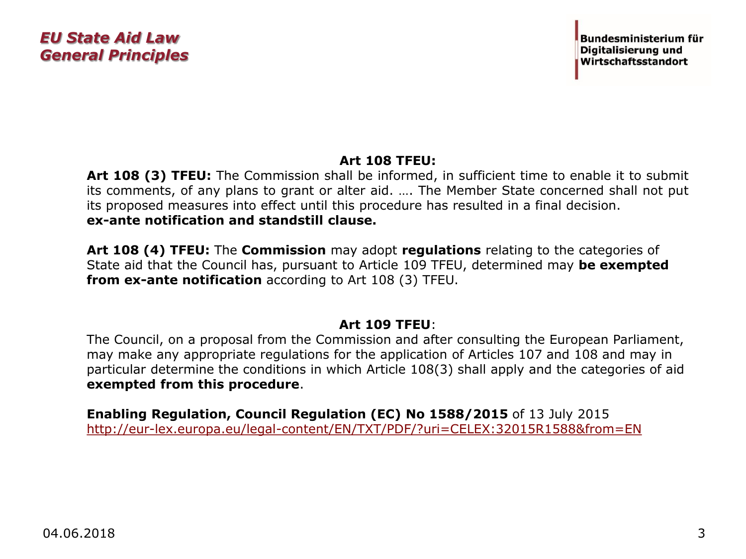**Art 108 TFEU:**

**Art 108 (3) TFEU:** The Commission shall be informed, in sufficient time to enable it to submit its comments, of any plans to grant or alter aid. …. The Member State concerned shall not put its proposed measures into effect until this procedure has resulted in a final decision.
**ex-ante notification and standstill clause.**

**Art 108 (4) TFEU:** The **Commission** may adopt **regulations** relating to the categories of State aid that the Council has, pursuant to Article 109 TFEU, determined may **be exempted from ex-ante notification** according to Art 108 (3) TFEU.

**Art 109 TFEU**:

The Council, on a proposal from the Commission and after consulting the European Parliament, may make any appropriate regulations for the application of Articles 107 and 108 and may in particular determine the conditions in which Article 108(3) shall apply and the categories of aid **exempted from this procedure**.

**Enabling Regulation, Council Regulation (EC) No 1588/2015** of 13 July 2015
http://eur-lex.europa.eu/legal-content/EN/TXT/PDF/?uri=CELEX:32015R1588&from=EN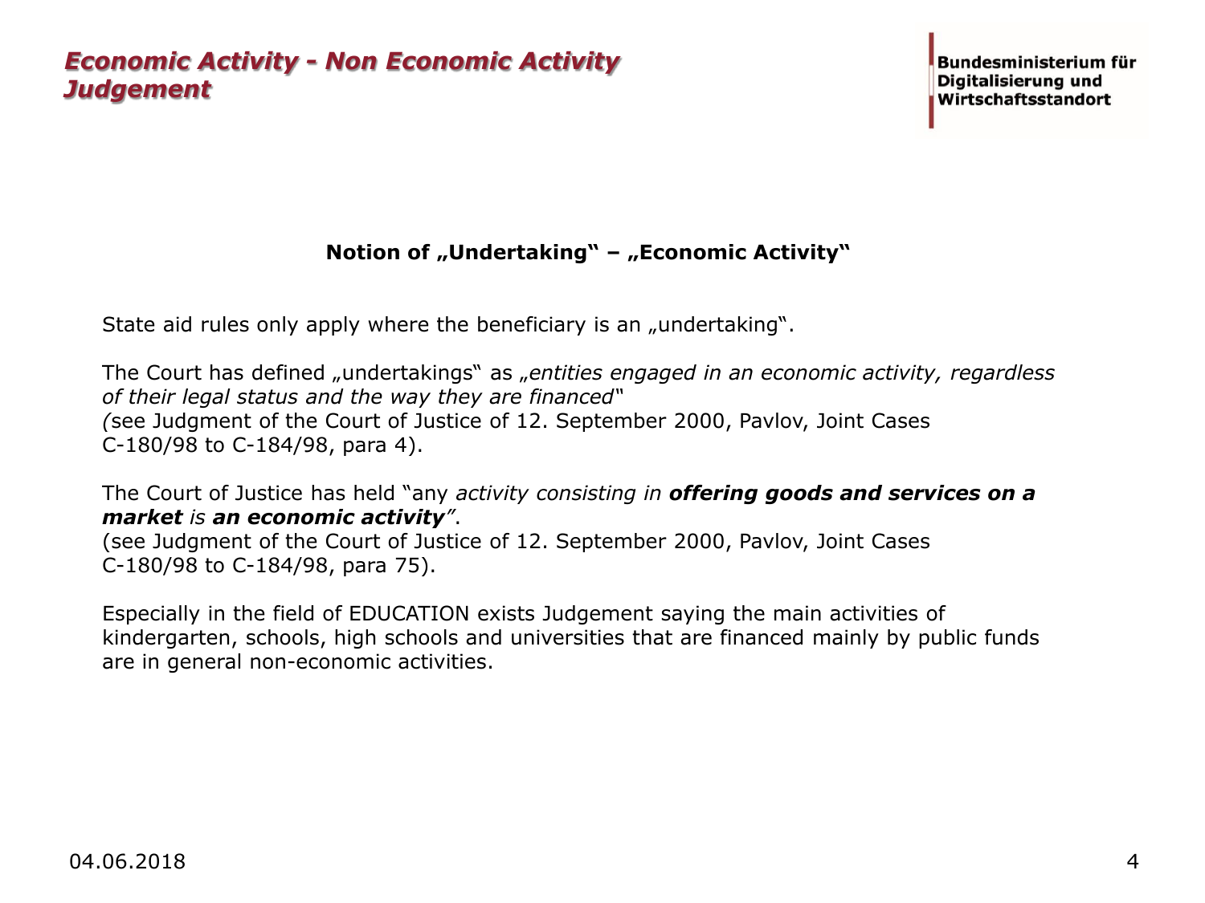# *Economic Activity - Non Economic Activity Judgement*

Bundesministerium für Digitalisierung und Wirtschaftsstandort

**Notion of „Undertaking" – „Economic Activity"**

State aid rules only apply where the beneficiary is an „undertaking".

The Court has defined „undertakings" as „*entities engaged in an economic activity, regardless of their legal status and the way they are financed*"
*(*see Judgment of the Court of Justice of 12. September 2000, Pavlov, Joint Cases C-180/98 to C-184/98, para 4).

The Court of Justice has held "any *activity consisting in* ***offering goods and services on a market*** *is* ***an economic activity***".
(see Judgment of the Court of Justice of 12. September 2000, Pavlov, Joint Cases C-180/98 to C-184/98, para 75).

Especially in the field of EDUCATION exists Judgement saying the main activities of kindergarten, schools, high schools and universities that are financed mainly by public funds are in general non-economic activities.

04.06.2018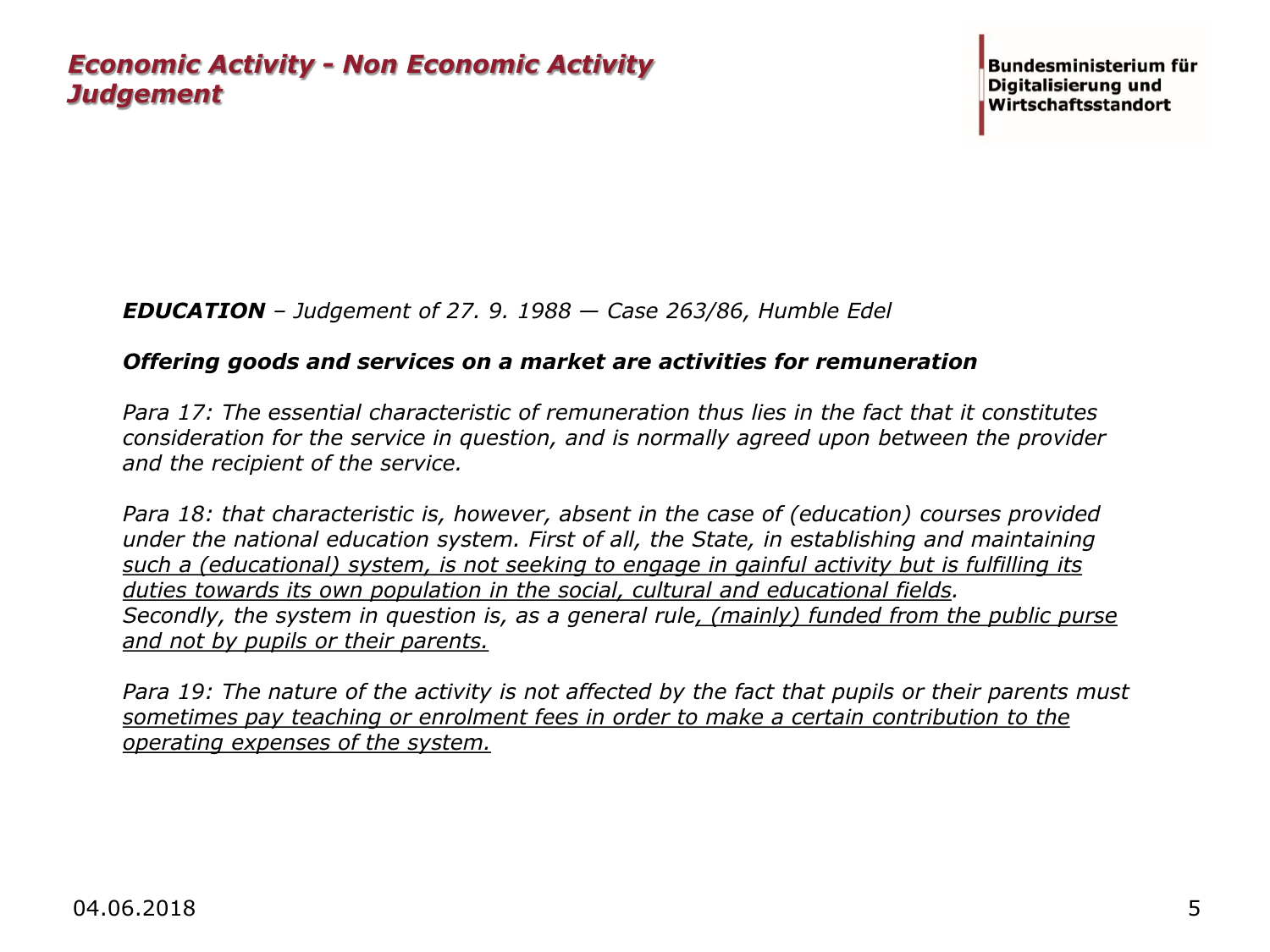## *Economic Activity - Non Economic Activity Judgement*

**Bundesministerium für Digitalisierung und Wirtschaftsstandort**

***EDUCATION*** *– Judgement of 27. 9. 1988 — Case 263/86, Humble Edel*

***Offering goods and services on a market are activities for remuneration***

*Para 17: The essential characteristic of remuneration thus lies in the fact that it constitutes consideration for the service in question, and is normally agreed upon between the provider and the recipient of the service.*

*Para 18: that characteristic is, however, absent in the case of (education) courses provided under the national education system. First of all, the State, in establishing and maintaining <u>such a (educational) system, is not seeking to engage in gainful activity but is fulfilling its duties towards its own population in the social, cultural and educational fields</u>. Secondly, the system in question is, as a general rule<u>, (mainly) funded from the public purse and not by pupils or their parents.</u>*

*Para 19: The nature of the activity is not affected by the fact that pupils or their parents must <u>sometimes pay teaching or enrolment fees in order to make a certain contribution to the operating expenses of the system.</u>*

04.06.2018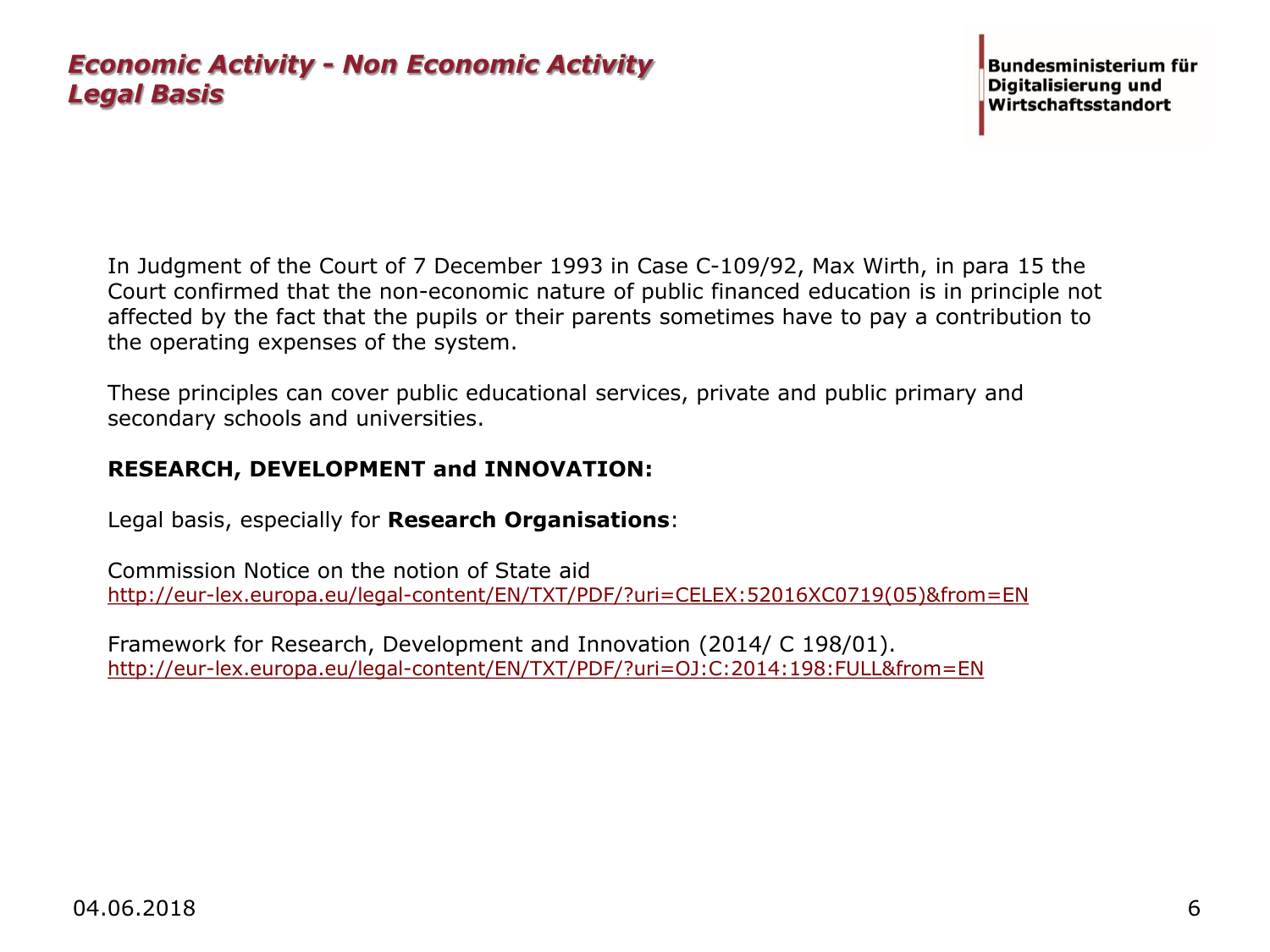## *Economic Activity - Non Economic Activity*
## *Legal Basis*

In Judgment of the Court of 7 December 1993 in Case C-109/92, Max Wirth, in para 15 the Court confirmed that the non-economic nature of public financed education is in principle not affected by the fact that the pupils or their parents sometimes have to pay a contribution to the operating expenses of the system.

These principles can cover public educational services, private and public primary and secondary schools and universities.

**RESEARCH, DEVELOPMENT and INNOVATION:**

Legal basis, especially for **Research Organisations**:

Commission Notice on the notion of State aid
http://eur-lex.europa.eu/legal-content/EN/TXT/PDF/?uri=CELEX:52016XC0719(05)&from=EN

Framework for Research, Development and Innovation (2014/ C 198/01).
http://eur-lex.europa.eu/legal-content/EN/TXT/PDF/?uri=OJ:C:2014:198:FULL&from=EN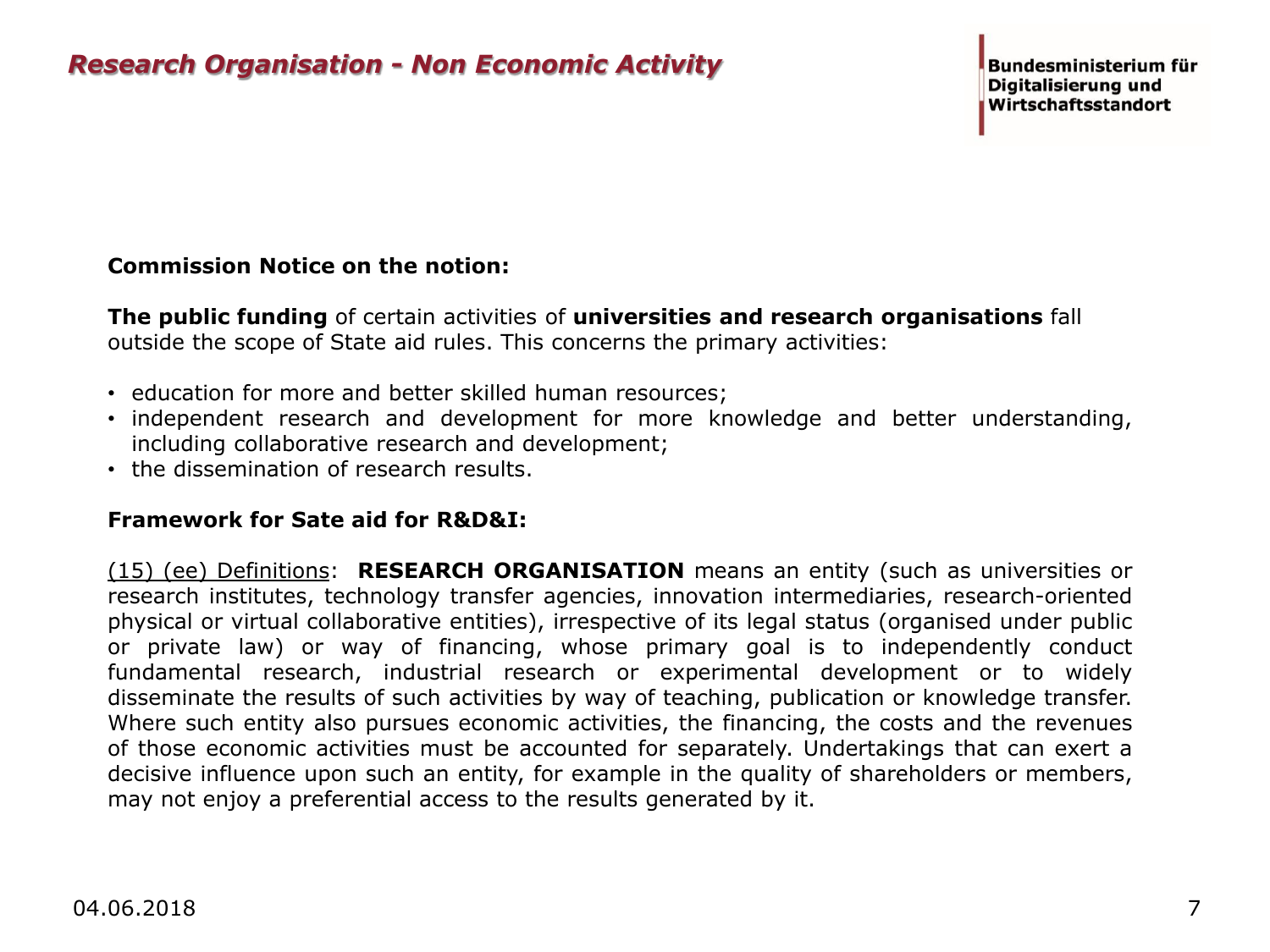# Research Organisation - Non Economic Activity

**Commission Notice on the notion:**

**The public funding** of certain activities of **universities and research organisations** fall outside the scope of State aid rules. This concerns the primary activities:

- education for more and better skilled human resources;
- independent research and development for more knowledge and better understanding, including collaborative research and development;
- the dissemination of research results.

**Framework for Sate aid for R&D&I:**

(15) (ee) Definitions: **RESEARCH ORGANISATION** means an entity (such as universities or research institutes, technology transfer agencies, innovation intermediaries, research-oriented physical or virtual collaborative entities), irrespective of its legal status (organised under public or private law) or way of financing, whose primary goal is to independently conduct fundamental research, industrial research or experimental development or to widely disseminate the results of such activities by way of teaching, publication or knowledge transfer. Where such entity also pursues economic activities, the financing, the costs and the revenues of those economic activities must be accounted for separately. Undertakings that can exert a decisive influence upon such an entity, for example in the quality of shareholders or members, may not enjoy a preferential access to the results generated by it.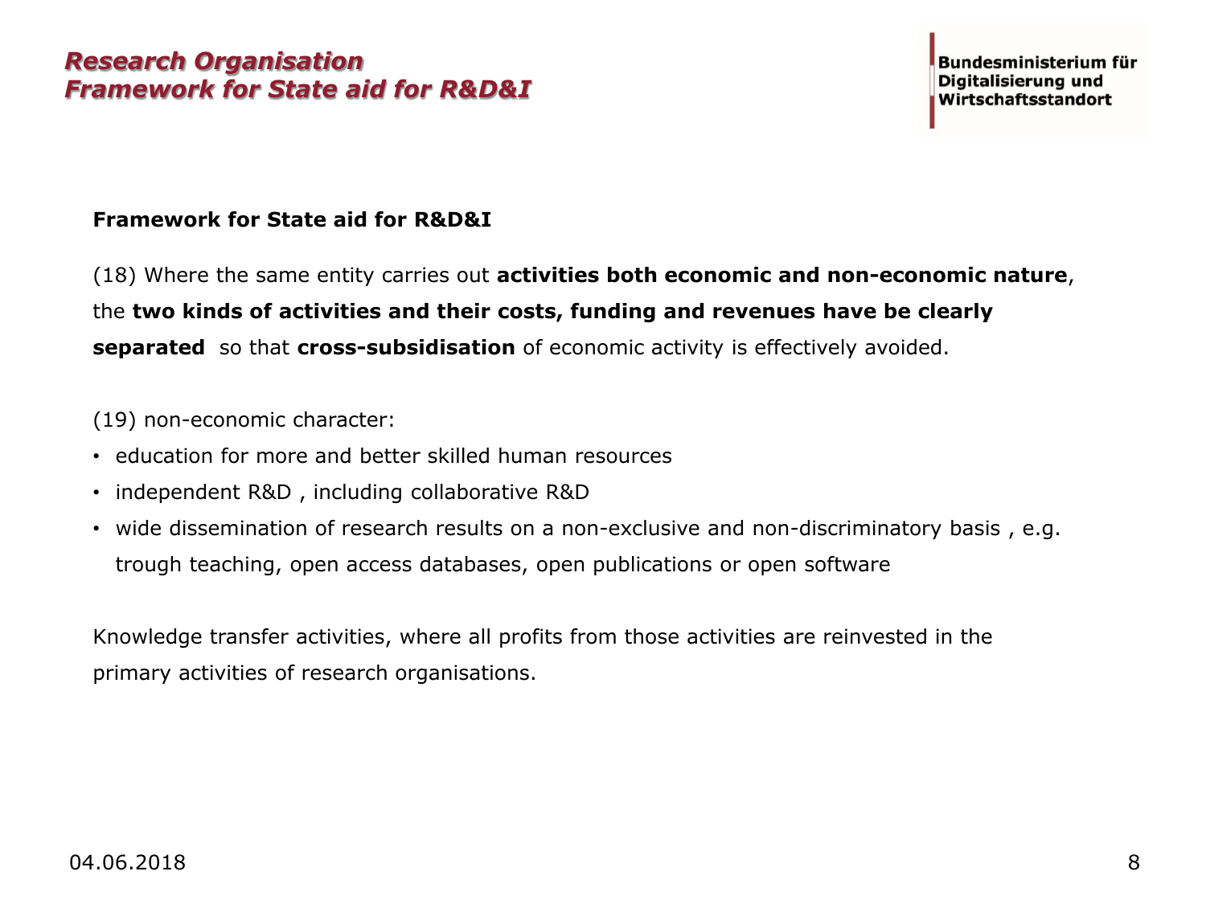## *Research Organisation*
## *Framework for State aid for R&D&I*

**Framework for State aid for R&D&I**

(18) Where the same entity carries out **activities both economic and non-economic nature**, the **two kinds of activities and their costs, funding and revenues have be clearly separated** so that **cross-subsidisation** of economic activity is effectively avoided.

(19) non-economic character:

- education for more and better skilled human resources
- independent R&D , including collaborative R&D
- wide dissemination of research results on a non-exclusive and non-discriminatory basis , e.g. trough teaching, open access databases, open publications or open software

Knowledge transfer activities, where all profits from those activities are reinvested in the primary activities of research organisations.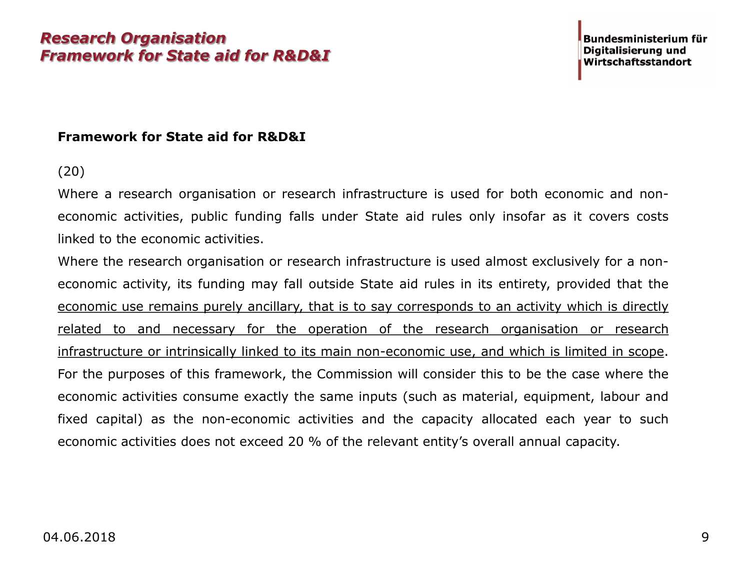# Research Organisation
# Framework for State aid for R&D&I

**Framework for State aid for R&D&I**

(20)

Where a research organisation or research infrastructure is used for both economic and non-economic activities, public funding falls under State aid rules only insofar as it covers costs linked to the economic activities.

Where the research organisation or research infrastructure is used almost exclusively for a non-economic activity, its funding may fall outside State aid rules in its entirety, provided that the <u>economic use remains purely ancillary, that is to say corresponds to an activity which is directly related to and necessary for the operation of the research organisation or research infrastructure or intrinsically linked to its main non-economic use, and which is limited in scope</u>. For the purposes of this framework, the Commission will consider this to be the case where the economic activities consume exactly the same inputs (such as material, equipment, labour and fixed capital) as the non-economic activities and the capacity allocated each year to such economic activities does not exceed 20 % of the relevant entity's overall annual capacity.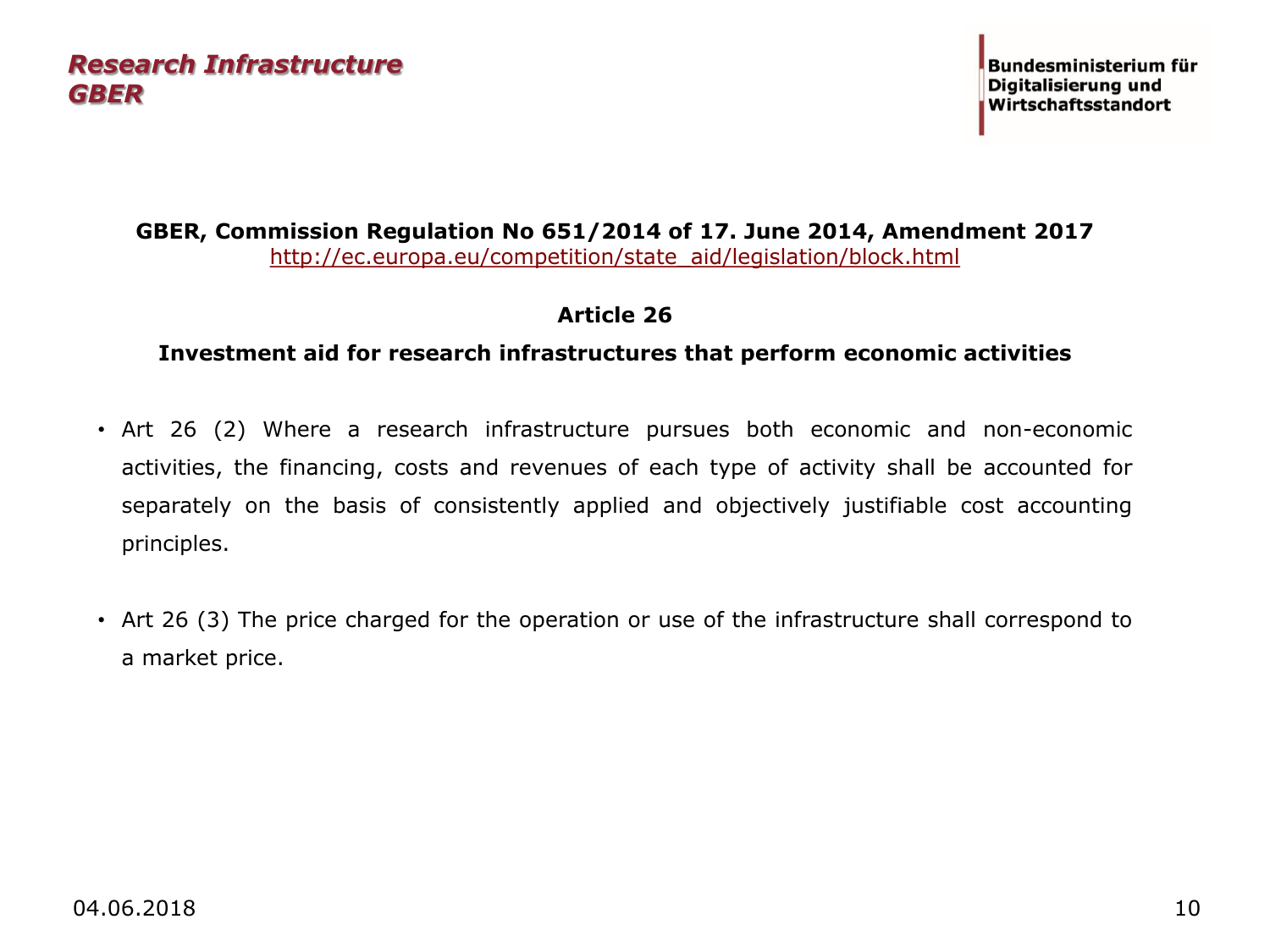## *Research Infrastructure GBER*

**Bundesministerium für Digitalisierung und Wirtschaftsstandort**

**GBER, Commission Regulation No 651/2014 of 17. June 2014, Amendment 2017**
http://ec.europa.eu/competition/state_aid/legislation/block.html

**Article 26**

**Investment aid for research infrastructures that perform economic activities**

- Art 26 (2) Where a research infrastructure pursues both economic and non-economic activities, the financing, costs and revenues of each type of activity shall be accounted for separately on the basis of consistently applied and objectively justifiable cost accounting principles.

- Art 26 (3) The price charged for the operation or use of the infrastructure shall correspond to a market price.

04.06.2018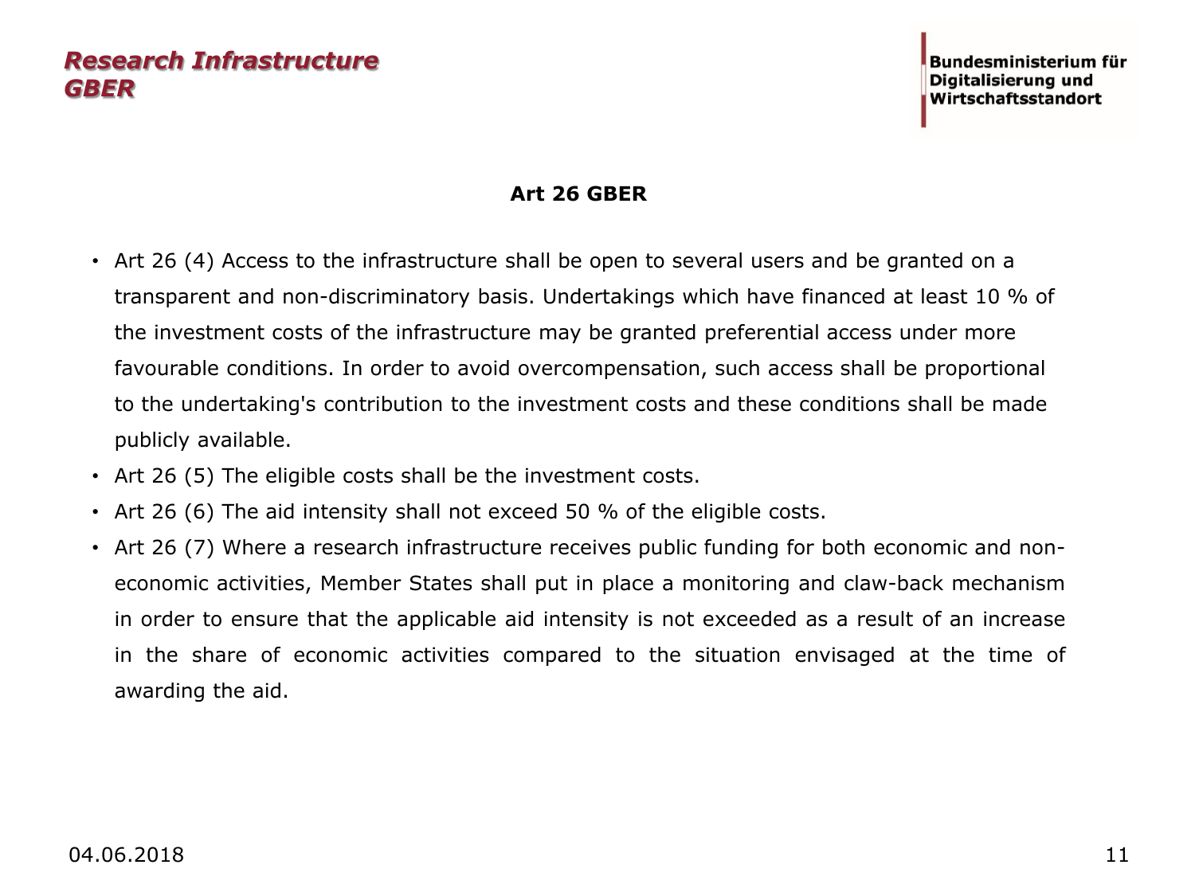## Art 26 GBER

- Art 26 (4) Access to the infrastructure shall be open to several users and be granted on a transparent and non-discriminatory basis. Undertakings which have financed at least 10 % of the investment costs of the infrastructure may be granted preferential access under more favourable conditions. In order to avoid overcompensation, such access shall be proportional to the undertaking's contribution to the investment costs and these conditions shall be made publicly available.
- Art 26 (5) The eligible costs shall be the investment costs.
- Art 26 (6) The aid intensity shall not exceed 50 % of the eligible costs.
- Art 26 (7) Where a research infrastructure receives public funding for both economic and non-economic activities, Member States shall put in place a monitoring and claw-back mechanism in order to ensure that the applicable aid intensity is not exceeded as a result of an increase in the share of economic activities compared to the situation envisaged at the time of awarding the aid.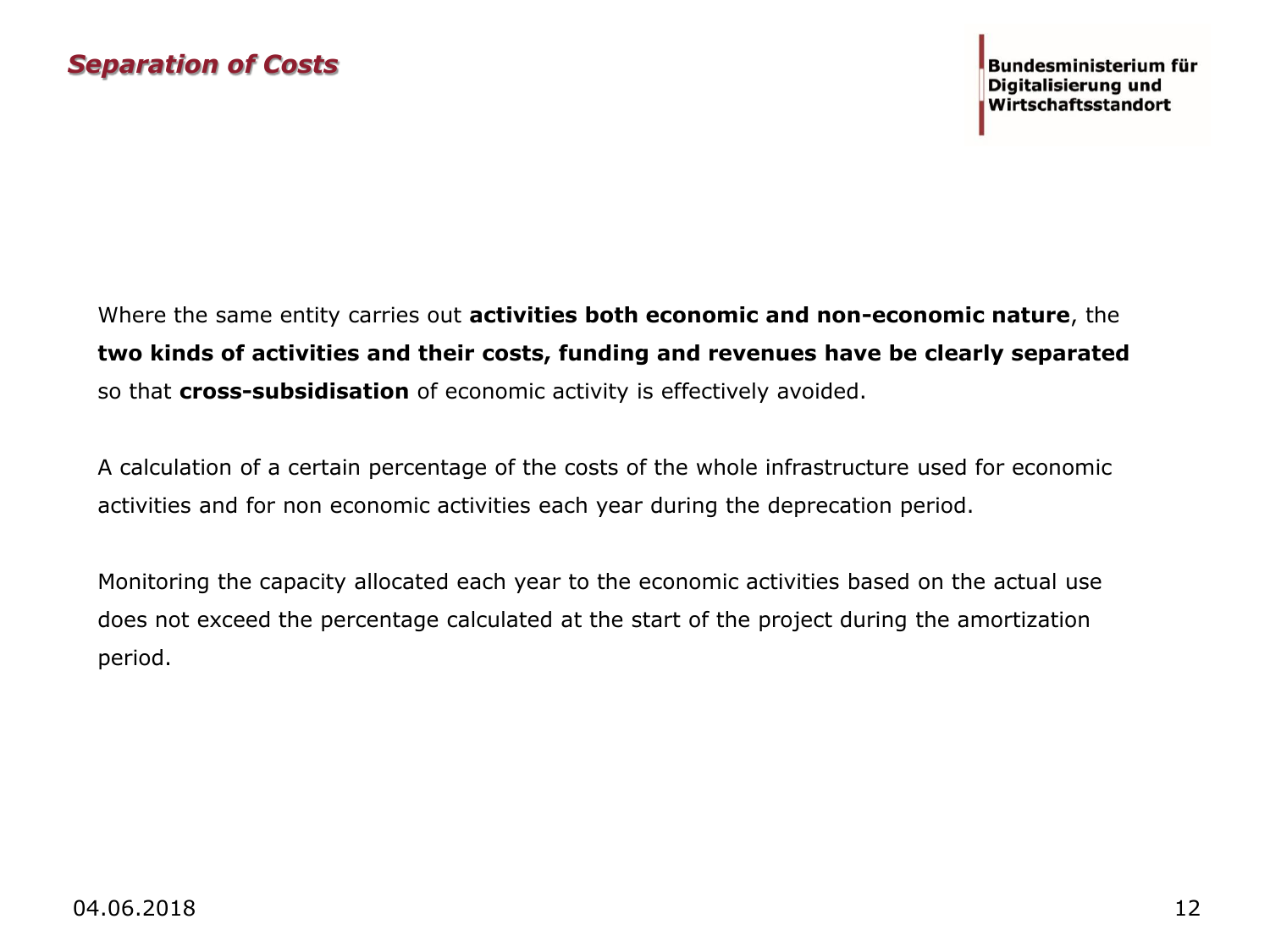## *Separation of Costs*

Where the same entity carries out **activities both economic and non-economic nature**, the **two kinds of activities and their costs, funding and revenues have be clearly separated** so that **cross-subsidisation** of economic activity is effectively avoided.

A calculation of a certain percentage of the costs of the whole infrastructure used for economic activities and for non economic activities each year during the deprecation period.

Monitoring the capacity allocated each year to the economic activities based on the actual use does not exceed the percentage calculated at the start of the project during the amortization period.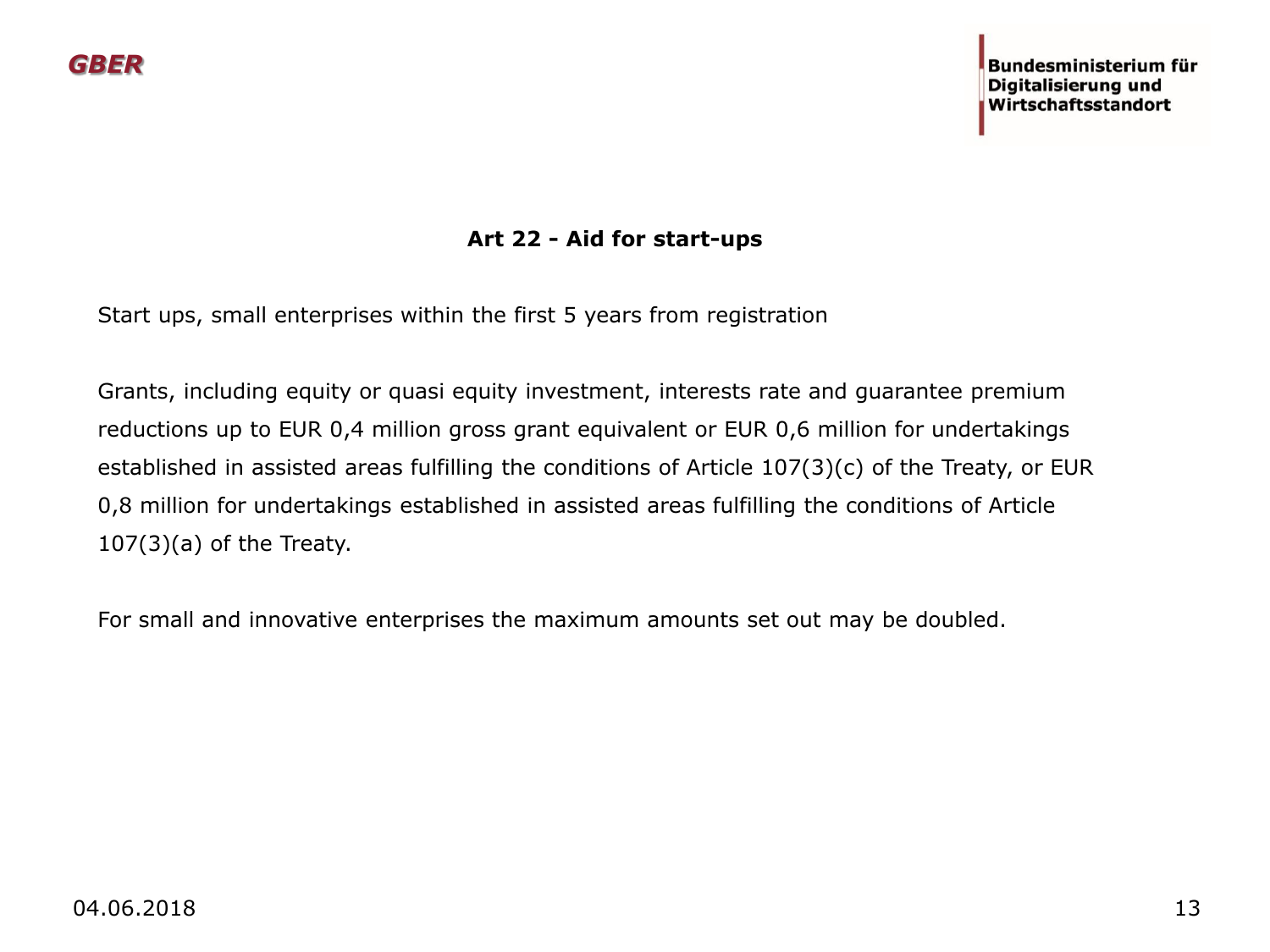## Art 22 - Aid for start-ups

Start ups, small enterprises within the first 5 years from registration

Grants, including equity or quasi equity investment, interests rate and guarantee premium reductions up to EUR 0,4 million gross grant equivalent or EUR 0,6 million for undertakings established in assisted areas fulfilling the conditions of Article 107(3)(c) of the Treaty, or EUR 0,8 million for undertakings established in assisted areas fulfilling the conditions of Article 107(3)(a) of the Treaty.

For small and innovative enterprises the maximum amounts set out may be doubled.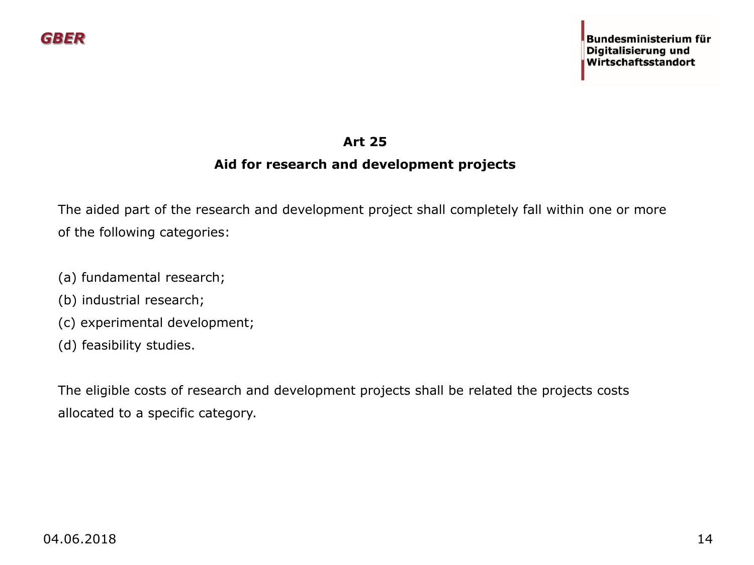## Art 25

## Aid for research and development projects

The aided part of the research and development project shall completely fall within one or more of the following categories:

(a) fundamental research;
(b) industrial research;
(c) experimental development;
(d) feasibility studies.

The eligible costs of research and development projects shall be related the projects costs allocated to a specific category.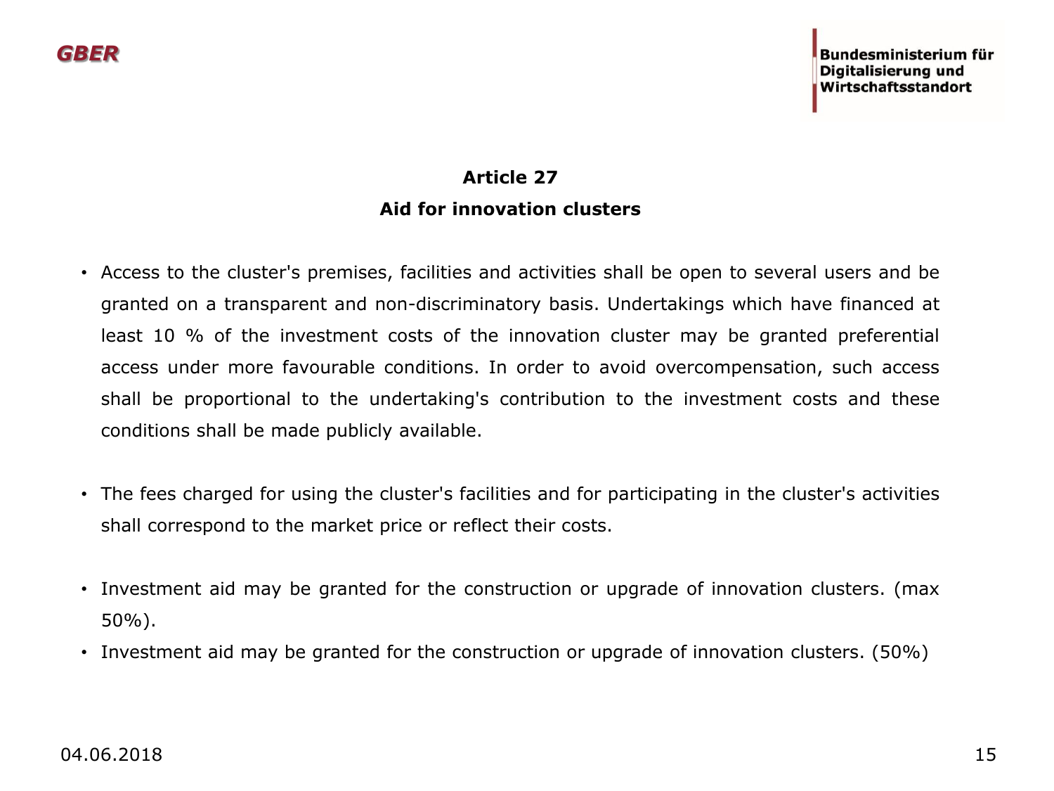## Article 27
## Aid for innovation clusters

- Access to the cluster's premises, facilities and activities shall be open to several users and be granted on a transparent and non-discriminatory basis. Undertakings which have financed at least 10 % of the investment costs of the innovation cluster may be granted preferential access under more favourable conditions. In order to avoid overcompensation, such access shall be proportional to the undertaking's contribution to the investment costs and these conditions shall be made publicly available.

- The fees charged for using the cluster's facilities and for participating in the cluster's activities shall correspond to the market price or reflect their costs.

- Investment aid may be granted for the construction or upgrade of innovation clusters. (max 50%).
- Investment aid may be granted for the construction or upgrade of innovation clusters. (50%)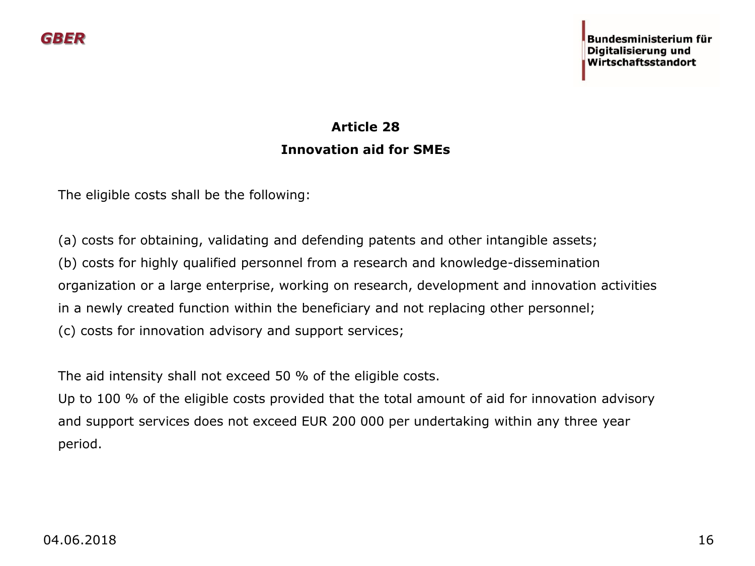## Article 28

## Innovation aid for SMEs

The eligible costs shall be the following:

(a) costs for obtaining, validating and defending patents and other intangible assets;
(b) costs for highly qualified personnel from a research and knowledge-dissemination organization or a large enterprise, working on research, development and innovation activities in a newly created function within the beneficiary and not replacing other personnel;
(c) costs for innovation advisory and support services;

The aid intensity shall not exceed 50 % of the eligible costs.
Up to 100 % of the eligible costs provided that the total amount of aid for innovation advisory and support services does not exceed EUR 200 000 per undertaking within any three year period.